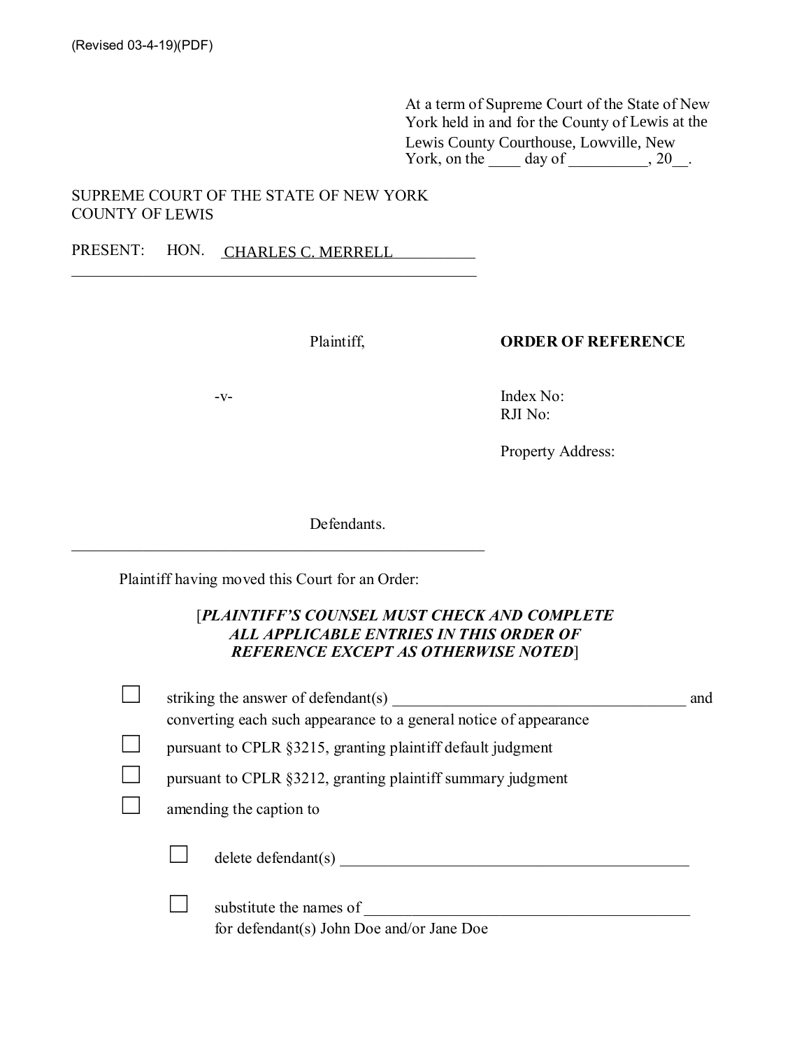(Revised 03-4-19)(PDF)

At a term of Supreme Court of the State of New York held in and for the County of Lewis at the Lewis County Courthouse, Lowville, New York, on the ____ day of __________, 20__.

SUPREME COURT OF THE STATE OF NEW YORK
COUNTY OF LEWIS

PRESENT: HON. CHARLES C. MERRELL

______________________________________________________

Plaintiff,

**ORDER OF REFERENCE**

-v-

Index No:
RJI No:

Property Address:

Defendants.

______________________________________________________

Plaintiff having moved this Court for an Order:

[***PLAINTIFF'S COUNSEL MUST CHECK AND COMPLETE ALL APPLICABLE ENTRIES IN THIS ORDER OF REFERENCE EXCEPT AS OTHERWISE NOTED***]

☐ striking the answer of defendant(s) ______________________________________ and converting each such appearance to a general notice of appearance

☐ pursuant to CPLR §3215, granting plaintiff default judgment

☐ pursuant to CPLR §3212, granting plaintiff summary judgment

☐ amending the caption to

- ☐ delete defendant(s) ____________________________________________

- ☐ substitute the names of ___________________________________________ for defendant(s) John Doe and/or Jane Doe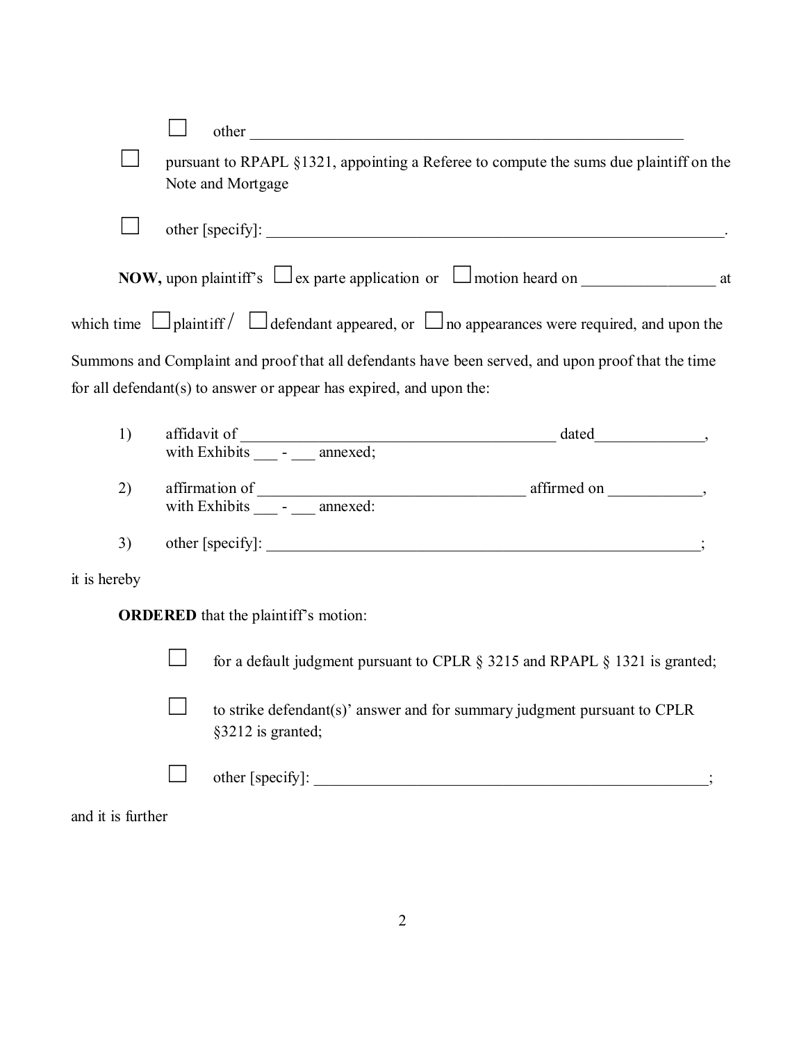- ☐ other ____________________________________________________________

☐ pursuant to RPAPL §1321, appointing a Referee to compute the sums due plaintiff on the Note and Mortgage

☐ other [specify]: ____________________________________________________________.

**NOW,** upon plaintiff's ☐ ex parte application or ☐ motion heard on _________________ at which time ☐ plaintiff / ☐ defendant appeared, or ☐ no appearances were required, and upon the Summons and Complaint and proof that all defendants have been served, and upon proof that the time for all defendant(s) to answer or appear has expired, and upon the:

1) affidavit of __________________________________________ dated______________, with Exhibits ___ - ___ annexed;

2) affirmation of __________________________________ affirmed on ____________, with Exhibits ___ - ___ annexed:

3) other [specify]: __________________________________________________________;

it is hereby

**ORDERED** that the plaintiff's motion:

- ☐ for a default judgment pursuant to CPLR § 3215 and RPAPL § 1321 is granted;
- ☐ to strike defendant(s)' answer and for summary judgment pursuant to CPLR §3212 is granted;
- ☐ other [specify]: ____________________________________________________;

and it is further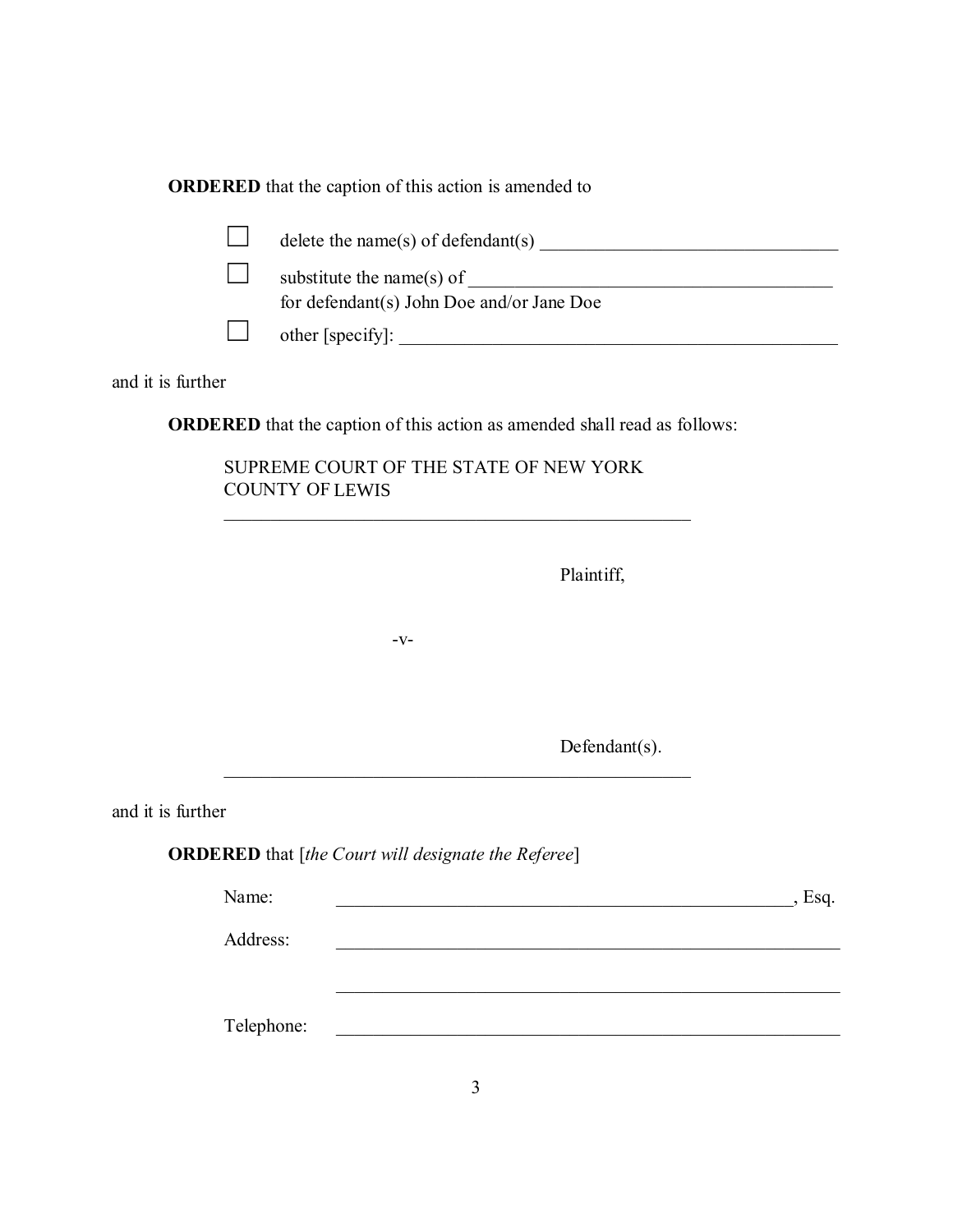**ORDERED** that the caption of this action is amended to

☐ delete the name(s) of defendant(s) ________________________________

☐ substitute the name(s) of ________________________________________
for defendant(s) John Doe and/or Jane Doe

☐ other [specify]: _______________________________________________

and it is further

**ORDERED** that the caption of this action as amended shall read as follows:

SUPREME COURT OF THE STATE OF NEW YORK
COUNTY OF LEWIS

_____________________________________________________

Plaintiff,

-v-

Defendant(s).

_____________________________________________________

and it is further

**ORDERED** that [*the Court will designate the Referee*]

Name: _____________________________________________________, Esq.

Address: _____________________________________________________

_____________________________________________________

Telephone: _____________________________________________________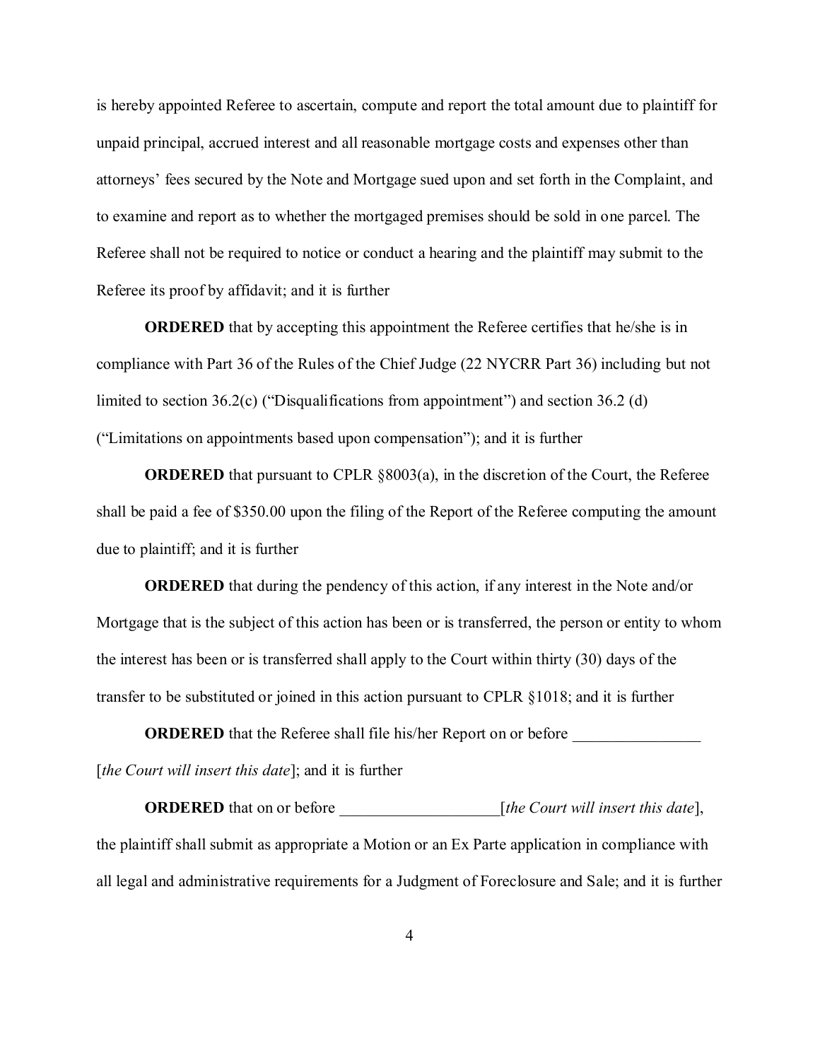is hereby appointed Referee to ascertain, compute and report the total amount due to plaintiff for unpaid principal, accrued interest and all reasonable mortgage costs and expenses other than attorneys' fees secured by the Note and Mortgage sued upon and set forth in the Complaint, and to examine and report as to whether the mortgaged premises should be sold in one parcel. The Referee shall not be required to notice or conduct a hearing and the plaintiff may submit to the Referee its proof by affidavit; and it is further

**ORDERED** that by accepting this appointment the Referee certifies that he/she is in compliance with Part 36 of the Rules of the Chief Judge (22 NYCRR Part 36) including but not limited to section 36.2(c) ("Disqualifications from appointment") and section 36.2 (d) ("Limitations on appointments based upon compensation"); and it is further

**ORDERED** that pursuant to CPLR §8003(a), in the discretion of the Court, the Referee shall be paid a fee of $350.00 upon the filing of the Report of the Referee computing the amount due to plaintiff; and it is further

**ORDERED** that during the pendency of this action, if any interest in the Note and/or Mortgage that is the subject of this action has been or is transferred, the person or entity to whom the interest has been or is transferred shall apply to the Court within thirty (30) days of the transfer to be substituted or joined in this action pursuant to CPLR §1018; and it is further

**ORDERED** that the Referee shall file his/her Report on or before ________________ [*the Court will insert this date*]; and it is further

**ORDERED** that on or before ___________________[*the Court will insert this date*], the plaintiff shall submit as appropriate a Motion or an Ex Parte application in compliance with all legal and administrative requirements for a Judgment of Foreclosure and Sale; and it is further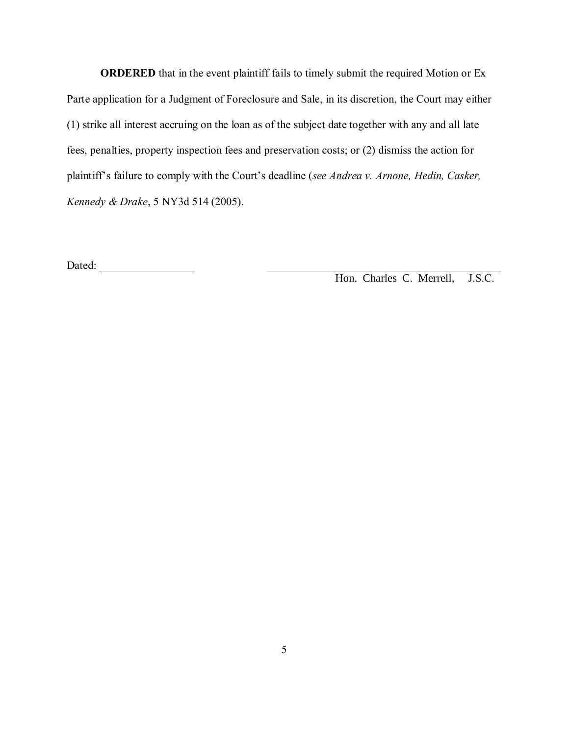**ORDERED** that in the event plaintiff fails to timely submit the required Motion or Ex Parte application for a Judgment of Foreclosure and Sale, in its discretion, the Court may either (1) strike all interest accruing on the loan as of the subject date together with any and all late fees, penalties, property inspection fees and preservation costs; or (2) dismiss the action for plaintiff's failure to comply with the Court's deadline (*see Andrea v. Arnone, Hedin, Casker, Kennedy & Drake*, 5 NY3d 514 (2005).

Dated: _________________ _____________________________________________

Hon. Charles C. Merrell, J.S.C.